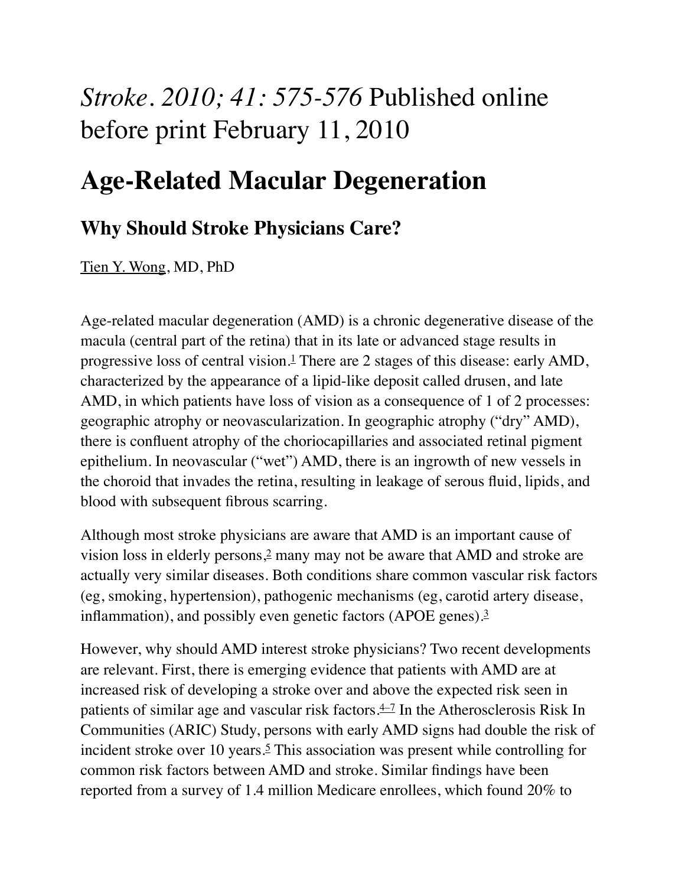*Stroke. 2010; 41: 575-576* Published online before print February 11, 2010

# Age-Related Macular Degeneration

## Why Should Stroke Physicians Care?

Tien Y. Wong, MD, PhD

Age-related macular degeneration (AMD) is a chronic degenerative disease of the macula (central part of the retina) that in its late or advanced stage results in progressive loss of central vision.[1] There are 2 stages of this disease: early AMD, characterized by the appearance of a lipid-like deposit called drusen, and late AMD, in which patients have loss of vision as a consequence of 1 of 2 processes: geographic atrophy or neovascularization. In geographic atrophy ("dry" AMD), there is confluent atrophy of the choriocapillaries and associated retinal pigment epithelium. In neovascular ("wet") AMD, there is an ingrowth of new vessels in the choroid that invades the retina, resulting in leakage of serous fluid, lipids, and blood with subsequent fibrous scarring.

Although most stroke physicians are aware that AMD is an important cause of vision loss in elderly persons,[2] many may not be aware that AMD and stroke are actually very similar diseases. Both conditions share common vascular risk factors (eg, smoking, hypertension), pathogenic mechanisms (eg, carotid artery disease, inflammation), and possibly even genetic factors (APOE genes).[3]

However, why should AMD interest stroke physicians? Two recent developments are relevant. First, there is emerging evidence that patients with AMD are at increased risk of developing a stroke over and above the expected risk seen in patients of similar age and vascular risk factors.[4–7] In the Atherosclerosis Risk In Communities (ARIC) Study, persons with early AMD signs had double the risk of incident stroke over 10 years.[5] This association was present while controlling for common risk factors between AMD and stroke. Similar findings have been reported from a survey of 1.4 million Medicare enrollees, which found 20% to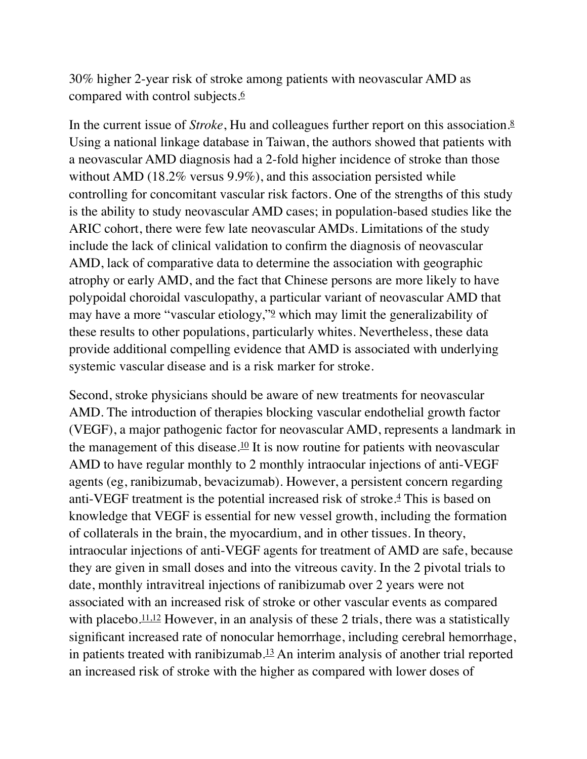30% higher 2-year risk of stroke among patients with neovascular AMD as compared with control subjects.[6]

In the current issue of *Stroke*, Hu and colleagues further report on this association.[8] Using a national linkage database in Taiwan, the authors showed that patients with a neovascular AMD diagnosis had a 2-fold higher incidence of stroke than those without AMD (18.2% versus 9.9%), and this association persisted while controlling for concomitant vascular risk factors. One of the strengths of this study is the ability to study neovascular AMD cases; in population-based studies like the ARIC cohort, there were few late neovascular AMDs. Limitations of the study include the lack of clinical validation to confirm the diagnosis of neovascular AMD, lack of comparative data to determine the association with geographic atrophy or early AMD, and the fact that Chinese persons are more likely to have polypoidal choroidal vasculopathy, a particular variant of neovascular AMD that may have a more "vascular etiology,"[9] which may limit the generalizability of these results to other populations, particularly whites. Nevertheless, these data provide additional compelling evidence that AMD is associated with underlying systemic vascular disease and is a risk marker for stroke.

Second, stroke physicians should be aware of new treatments for neovascular AMD. The introduction of therapies blocking vascular endothelial growth factor (VEGF), a major pathogenic factor for neovascular AMD, represents a landmark in the management of this disease.[10] It is now routine for patients with neovascular AMD to have regular monthly to 2 monthly intraocular injections of anti-VEGF agents (eg, ranibizumab, bevacizumab). However, a persistent concern regarding anti-VEGF treatment is the potential increased risk of stroke.[4] This is based on knowledge that VEGF is essential for new vessel growth, including the formation of collaterals in the brain, the myocardium, and in other tissues. In theory, intraocular injections of anti-VEGF agents for treatment of AMD are safe, because they are given in small doses and into the vitreous cavity. In the 2 pivotal trials to date, monthly intravitreal injections of ranibizumab over 2 years were not associated with an increased risk of stroke or other vascular events as compared with placebo.[11,12] However, in an analysis of these 2 trials, there was a statistically significant increased rate of nonocular hemorrhage, including cerebral hemorrhage, in patients treated with ranibizumab.[13] An interim analysis of another trial reported an increased risk of stroke with the higher as compared with lower doses of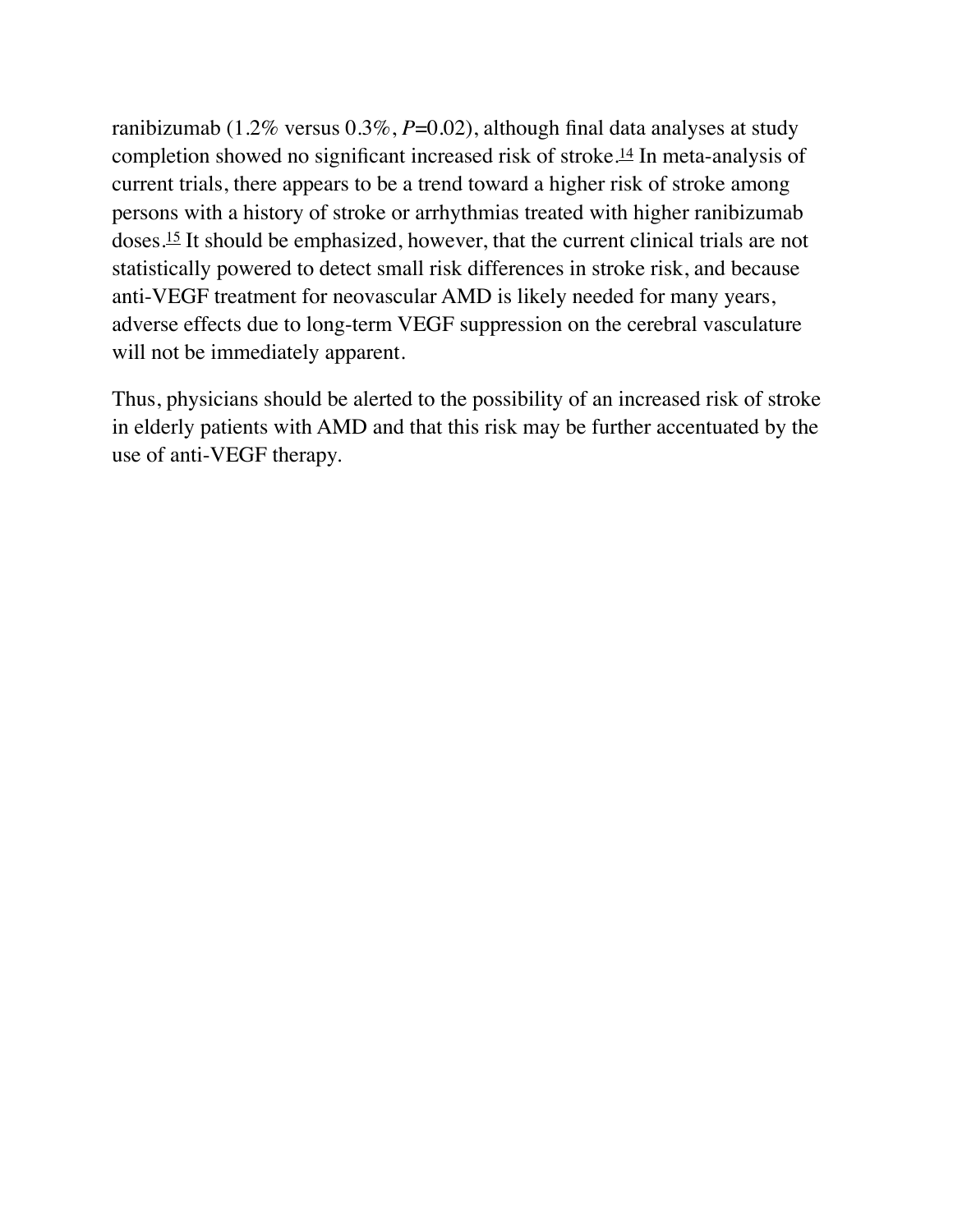ranibizumab (1.2% versus 0.3%, *P*=0.02), although final data analyses at study completion showed no significant increased risk of stroke.[14] In meta-analysis of current trials, there appears to be a trend toward a higher risk of stroke among persons with a history of stroke or arrhythmias treated with higher ranibizumab doses.[15] It should be emphasized, however, that the current clinical trials are not statistically powered to detect small risk differences in stroke risk, and because anti-VEGF treatment for neovascular AMD is likely needed for many years, adverse effects due to long-term VEGF suppression on the cerebral vasculature will not be immediately apparent.

Thus, physicians should be alerted to the possibility of an increased risk of stroke in elderly patients with AMD and that this risk may be further accentuated by the use of anti-VEGF therapy.